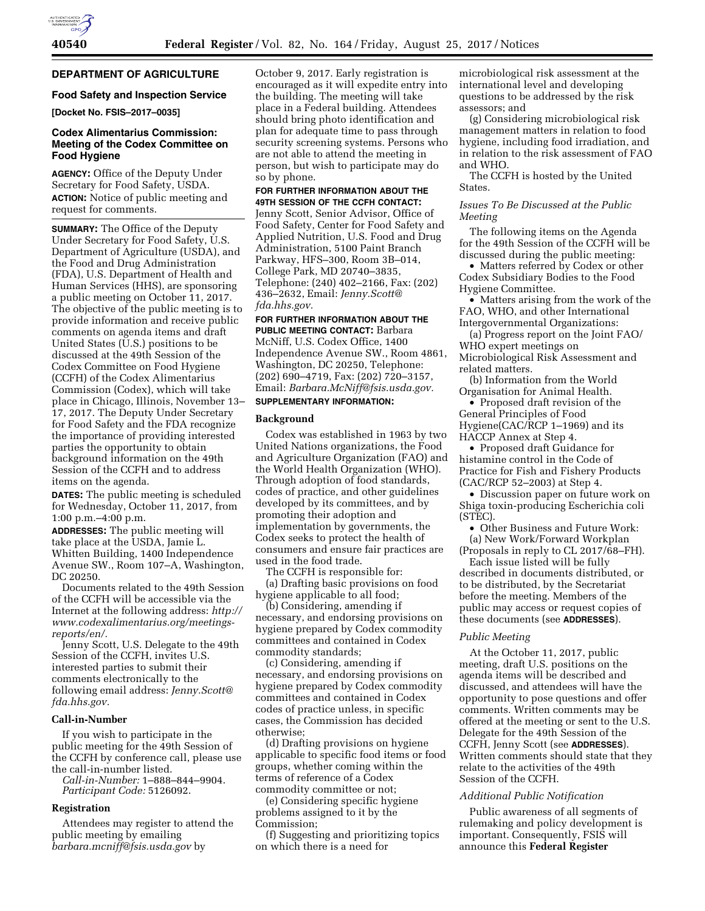## DEPARTMENT OF AGRICULTURE

### Food Safety and Inspection Service

**[Docket No. FSIS–2017–0035]**

### Codex Alimentarius Commission: Meeting of the Codex Committee on Food Hygiene

**AGENCY:** Office of the Deputy Under Secretary for Food Safety, USDA.

**ACTION:** Notice of public meeting and request for comments.

**SUMMARY:** The Office of the Deputy Under Secretary for Food Safety, U.S. Department of Agriculture (USDA), and the Food and Drug Administration (FDA), U.S. Department of Health and Human Services (HHS), are sponsoring a public meeting on October 11, 2017. The objective of the public meeting is to provide information and receive public comments on agenda items and draft United States (U.S.) positions to be discussed at the 49th Session of the Codex Committee on Food Hygiene (CCFH) of the Codex Alimentarius Commission (Codex), which will take place in Chicago, Illinois, November 13–17, 2017. The Deputy Under Secretary for Food Safety and the FDA recognize the importance of providing interested parties the opportunity to obtain background information on the 49th Session of the CCFH and to address items on the agenda.

**DATES:** The public meeting is scheduled for Wednesday, October 11, 2017, from 1:00 p.m.–4:00 p.m.

**ADDRESSES:** The public meeting will take place at the USDA, Jamie L. Whitten Building, 1400 Independence Avenue SW., Room 107–A, Washington, DC 20250.

Documents related to the 49th Session of the CCFH will be accessible via the Internet at the following address: *http://www.codexalimentarius.org/meetings-reports/en/.*

Jenny Scott, U.S. Delegate to the 49th Session of the CCFH, invites U.S. interested parties to submit their comments electronically to the following email address: *Jenny.Scott@fda.hhs.gov.*

### Call-in-Number

If you wish to participate in the public meeting for the 49th Session of the CCFH by conference call, please use the call-in-number listed.

*Call-in-Number:* 1–888–844–9904.
*Participant Code:* 5126092.

### Registration

Attendees may register to attend the public meeting by emailing *barbara.mcniff@fsis.usda.gov* by October 9, 2017. Early registration is encouraged as it will expedite entry into the building. The meeting will take place in a Federal building. Attendees should bring photo identification and plan for adequate time to pass through security screening systems. Persons who are not able to attend the meeting in person, but wish to participate may do so by phone.

**FOR FURTHER INFORMATION ABOUT THE 49TH SESSION OF THE CCFH CONTACT:** Jenny Scott, Senior Advisor, Office of Food Safety, Center for Food Safety and Applied Nutrition, U.S. Food and Drug Administration, 5100 Paint Branch Parkway, HFS–300, Room 3B–014, College Park, MD 20740–3835, Telephone: (240) 402–2166, Fax: (202) 436–2632, Email: *Jenny.Scott@fda.hhs.gov.*

**FOR FURTHER INFORMATION ABOUT THE PUBLIC MEETING CONTACT:** Barbara McNiff, U.S. Codex Office, 1400 Independence Avenue SW., Room 4861, Washington, DC 20250, Telephone: (202) 690–4719, Fax: (202) 720–3157, Email: *Barbara.McNiff@fsis.usda.gov.*

**SUPPLEMENTARY INFORMATION:**

### Background

Codex was established in 1963 by two United Nations organizations, the Food and Agriculture Organization (FAO) and the World Health Organization (WHO). Through adoption of food standards, codes of practice, and other guidelines developed by its committees, and by promoting their adoption and implementation by governments, the Codex seeks to protect the health of consumers and ensure fair practices are used in the food trade.

The CCFH is responsible for:

(a) Drafting basic provisions on food hygiene applicable to all food;

(b) Considering, amending if necessary, and endorsing provisions on hygiene prepared by Codex commodity committees and contained in Codex commodity standards;

(c) Considering, amending if necessary, and endorsing provisions on hygiene prepared by Codex commodity committees and contained in Codex codes of practice unless, in specific cases, the Commission has decided otherwise;

(d) Drafting provisions on hygiene applicable to specific food items or food groups, whether coming within the terms of reference of a Codex commodity committee or not;

(e) Considering specific hygiene problems assigned to it by the Commission;

(f) Suggesting and prioritizing topics on which there is a need for microbiological risk assessment at the international level and developing questions to be addressed by the risk assessors; and

(g) Considering microbiological risk management matters in relation to food hygiene, including food irradiation, and in relation to the risk assessment of FAO and WHO.

The CCFH is hosted by the United States.

*Issues To Be Discussed at the Public Meeting*

The following items on the Agenda for the 49th Session of the CCFH will be discussed during the public meeting:

- Matters referred by Codex or other Codex Subsidiary Bodies to the Food Hygiene Committee.
- Matters arising from the work of the FAO, WHO, and other International Intergovernmental Organizations:

(a) Progress report on the Joint FAO/WHO expert meetings on Microbiological Risk Assessment and related matters.

(b) Information from the World Organisation for Animal Health.

- Proposed draft revision of the General Principles of Food Hygiene(CAC/RCP 1–1969) and its HACCP Annex at Step 4.
- Proposed draft Guidance for histamine control in the Code of Practice for Fish and Fishery Products (CAC/RCP 52–2003) at Step 4.
- Discussion paper on future work on Shiga toxin-producing Escherichia coli (STEC).
- Other Business and Future Work:

(a) New Work/Forward Workplan (Proposals in reply to CL 2017/68–FH).

Each issue listed will be fully described in documents distributed, or to be distributed, by the Secretariat before the meeting. Members of the public may access or request copies of these documents (see **ADDRESSES**).

*Public Meeting*

At the October 11, 2017, public meeting, draft U.S. positions on the agenda items will be described and discussed, and attendees will have the opportunity to pose questions and offer comments. Written comments may be offered at the meeting or sent to the U.S. Delegate for the 49th Session of the CCFH, Jenny Scott (see **ADDRESSES**). Written comments should state that they relate to the activities of the 49th Session of the CCFH.

*Additional Public Notification*

Public awareness of all segments of rulemaking and policy development is important. Consequently, FSIS will announce this **Federal Register**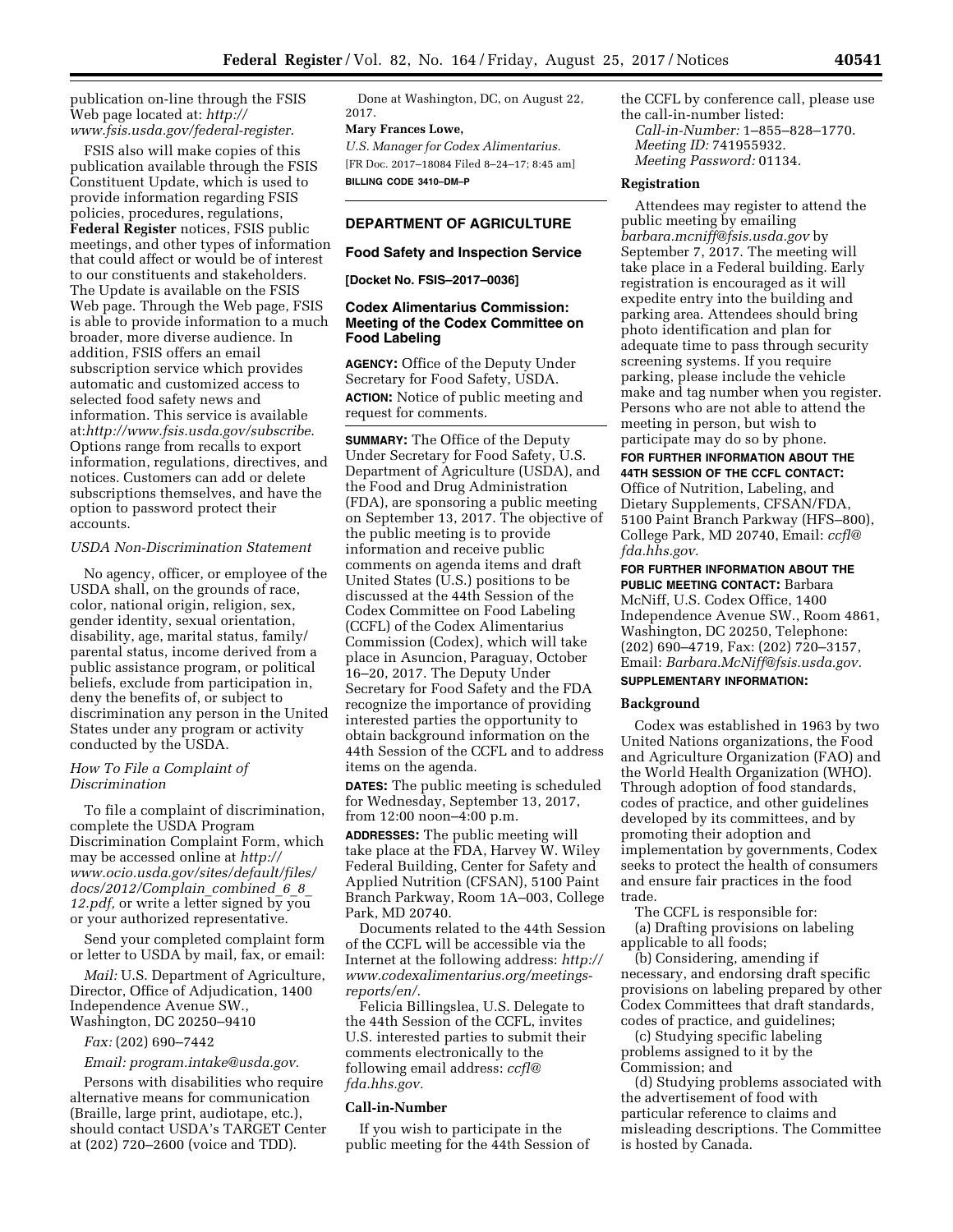publication on-line through the FSIS Web page located at: *http://www.fsis.usda.gov/federal-register*.

FSIS also will make copies of this publication available through the FSIS Constituent Update, which is used to provide information regarding FSIS policies, procedures, regulations, **Federal Register** notices, FSIS public meetings, and other types of information that could affect or would be of interest to our constituents and stakeholders. The Update is available on the FSIS Web page. Through the Web page, FSIS is able to provide information to a much broader, more diverse audience. In addition, FSIS offers an email subscription service which provides automatic and customized access to selected food safety news and information. This service is available at:*http://www.fsis.usda.gov/subscribe*. Options range from recalls to export information, regulations, directives, and notices. Customers can add or delete subscriptions themselves, and have the option to password protect their accounts.

*USDA Non-Discrimination Statement*

No agency, officer, or employee of the USDA shall, on the grounds of race, color, national origin, religion, sex, gender identity, sexual orientation, disability, age, marital status, family/parental status, income derived from a public assistance program, or political beliefs, exclude from participation in, deny the benefits of, or subject to discrimination any person in the United States under any program or activity conducted by the USDA.

*How To File a Complaint of Discrimination*

To file a complaint of discrimination, complete the USDA Program Discrimination Complaint Form, which may be accessed online at *http://www.ocio.usda.gov/sites/default/files/docs/2012/Complain_combined_6_8_12.pdf*, or write a letter signed by you or your authorized representative.

Send your completed complaint form or letter to USDA by mail, fax, or email:

*Mail:* U.S. Department of Agriculture, Director, Office of Adjudication, 1400 Independence Avenue SW., Washington, DC 20250–9410

*Fax:* (202) 690–7442

*Email: program.intake@usda.gov.*

Persons with disabilities who require alternative means for communication (Braille, large print, audiotape, etc.), should contact USDA's TARGET Center at (202) 720–2600 (voice and TDD).

Done at Washington, DC, on August 22, 2017.

**Mary Frances Lowe,**

*U.S. Manager for Codex Alimentarius.*

[FR Doc. 2017–18084 Filed 8–24–17; 8:45 am]

**BILLING CODE 3410–DM–P**

---

## DEPARTMENT OF AGRICULTURE

### Food Safety and Inspection Service

**[Docket No. FSIS–2017–0036]**

### Codex Alimentarius Commission: Meeting of the Codex Committee on Food Labeling

**AGENCY:** Office of the Deputy Under Secretary for Food Safety, USDA.

**ACTION:** Notice of public meeting and request for comments.

---

**SUMMARY:** The Office of the Deputy Under Secretary for Food Safety, U.S. Department of Agriculture (USDA), and the Food and Drug Administration (FDA), are sponsoring a public meeting on September 13, 2017. The objective of the public meeting is to provide information and receive public comments on agenda items and draft United States (U.S.) positions to be discussed at the 44th Session of the Codex Committee on Food Labeling (CCFL) of the Codex Alimentarius Commission (Codex), which will take place in Asuncion, Paraguay, October 16–20, 2017. The Deputy Under Secretary for Food Safety and the FDA recognize the importance of providing interested parties the opportunity to obtain background information on the 44th Session of the CCFL and to address items on the agenda.

**DATES:** The public meeting is scheduled for Wednesday, September 13, 2017, from 12:00 noon–4:00 p.m.

**ADDRESSES:** The public meeting will take place at the FDA, Harvey W. Wiley Federal Building, Center for Safety and Applied Nutrition (CFSAN), 5100 Paint Branch Parkway, Room 1A–003, College Park, MD 20740.

Documents related to the 44th Session of the CCFL will be accessible via the Internet at the following address: *http://www.codexalimentarius.org/meetings-reports/en/*.

Felicia Billingslea, U.S. Delegate to the 44th Session of the CCFL, invites U.S. interested parties to submit their comments electronically to the following email address: *ccfl@fda.hhs.gov.*

#### Call-in-Number

If you wish to participate in the public meeting for the 44th Session of the CCFL by conference call, please use the call-in-number listed:

*Call-in-Number:* 1–855–828–1770.

*Meeting ID:* 741955932.

*Meeting Password:* 01134.

#### Registration

Attendees may register to attend the public meeting by emailing *barbara.mcniff@fsis.usda.gov* by September 7, 2017. The meeting will take place in a Federal building. Early registration is encouraged as it will expedite entry into the building and parking area. Attendees should bring photo identification and plan for adequate time to pass through security screening systems. If you require parking, please include the vehicle make and tag number when you register. Persons who are not able to attend the meeting in person, but wish to participate may do so by phone.

**FOR FURTHER INFORMATION ABOUT THE 44TH SESSION OF THE CCFL CONTACT:** Office of Nutrition, Labeling, and Dietary Supplements, CFSAN/FDA, 5100 Paint Branch Parkway (HFS–800), College Park, MD 20740, Email: *ccfl@fda.hhs.gov.*

**FOR FURTHER INFORMATION ABOUT THE PUBLIC MEETING CONTACT:** Barbara McNiff, U.S. Codex Office, 1400 Independence Avenue SW., Room 4861, Washington, DC 20250, Telephone: (202) 690–4719, Fax: (202) 720–3157, Email: *Barbara.McNiff@fsis.usda.gov.*

**SUPPLEMENTARY INFORMATION:**

#### Background

Codex was established in 1963 by two United Nations organizations, the Food and Agriculture Organization (FAO) and the World Health Organization (WHO). Through adoption of food standards, codes of practice, and other guidelines developed by its committees, and by promoting their adoption and implementation by governments, Codex seeks to protect the health of consumers and ensure fair practices in the food trade.

The CCFL is responsible for:

(a) Drafting provisions on labeling applicable to all foods;

(b) Considering, amending if necessary, and endorsing draft specific provisions on labeling prepared by other Codex Committees that draft standards, codes of practice, and guidelines;

(c) Studying specific labeling problems assigned to it by the Commission; and

(d) Studying problems associated with the advertisement of food with particular reference to claims and misleading descriptions. The Committee is hosted by Canada.